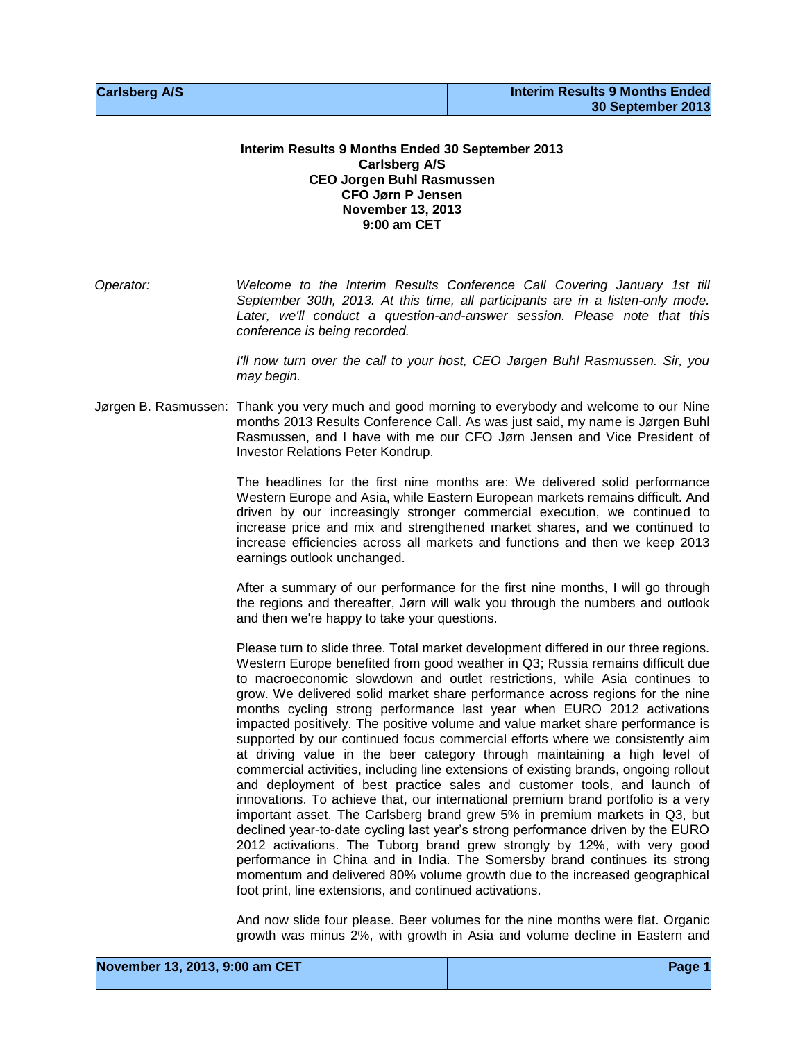**Interim Results 9 Months Ended 30 September 2013**
**Carlsberg A/S**
**CEO Jorgen Buhl Rasmussen**
**CFO Jørn P Jensen**
**November 13, 2013**
**9:00 am CET**

*Operator:* *Welcome to the Interim Results Conference Call Covering January 1st till September 30th, 2013. At this time, all participants are in a listen-only mode. Later, we'll conduct a question-and-answer session. Please note that this conference is being recorded.*

*I'll now turn over the call to your host, CEO Jørgen Buhl Rasmussen. Sir, you may begin.*

Jørgen B. Rasmussen: Thank you very much and good morning to everybody and welcome to our Nine months 2013 Results Conference Call. As was just said, my name is Jørgen Buhl Rasmussen, and I have with me our CFO Jørn Jensen and Vice President of Investor Relations Peter Kondrup.

The headlines for the first nine months are: We delivered solid performance Western Europe and Asia, while Eastern European markets remains difficult. And driven by our increasingly stronger commercial execution, we continued to increase price and mix and strengthened market shares, and we continued to increase efficiencies across all markets and functions and then we keep 2013 earnings outlook unchanged.

After a summary of our performance for the first nine months, I will go through the regions and thereafter, Jørn will walk you through the numbers and outlook and then we're happy to take your questions.

Please turn to slide three. Total market development differed in our three regions. Western Europe benefited from good weather in Q3; Russia remains difficult due to macroeconomic slowdown and outlet restrictions, while Asia continues to grow. We delivered solid market share performance across regions for the nine months cycling strong performance last year when EURO 2012 activations impacted positively. The positive volume and value market share performance is supported by our continued focus commercial efforts where we consistently aim at driving value in the beer category through maintaining a high level of commercial activities, including line extensions of existing brands, ongoing rollout and deployment of best practice sales and customer tools, and launch of innovations. To achieve that, our international premium brand portfolio is a very important asset. The Carlsberg brand grew 5% in premium markets in Q3, but declined year-to-date cycling last year's strong performance driven by the EURO 2012 activations. The Tuborg brand grew strongly by 12%, with very good performance in China and in India. The Somersby brand continues its strong momentum and delivered 80% volume growth due to the increased geographical foot print, line extensions, and continued activations.

And now slide four please. Beer volumes for the nine months were flat. Organic growth was minus 2%, with growth in Asia and volume decline in Eastern and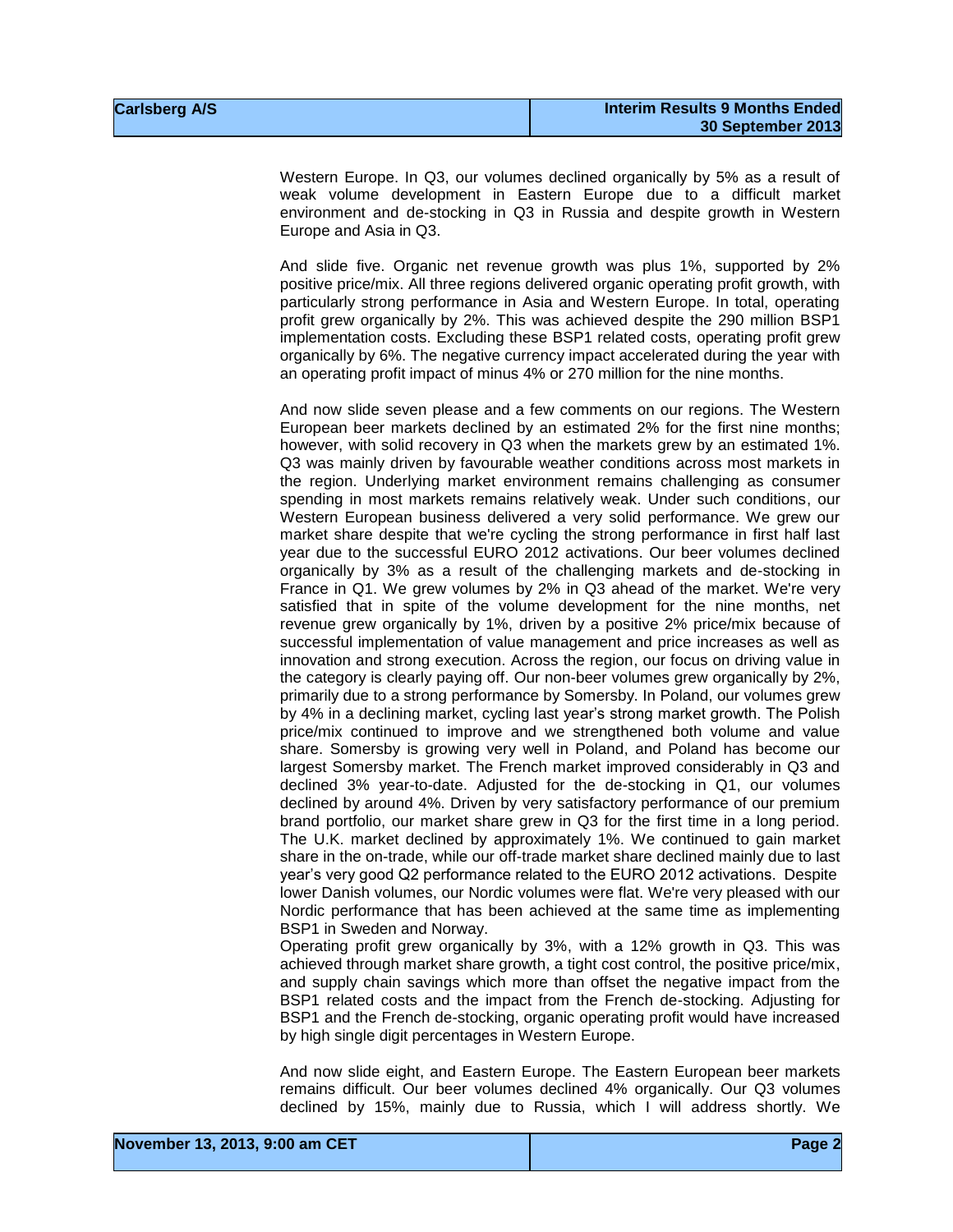Western Europe. In Q3, our volumes declined organically by 5% as a result of weak volume development in Eastern Europe due to a difficult market environment and de-stocking in Q3 in Russia and despite growth in Western Europe and Asia in Q3.

And slide five. Organic net revenue growth was plus 1%, supported by 2% positive price/mix. All three regions delivered organic operating profit growth, with particularly strong performance in Asia and Western Europe. In total, operating profit grew organically by 2%. This was achieved despite the 290 million BSP1 implementation costs. Excluding these BSP1 related costs, operating profit grew organically by 6%. The negative currency impact accelerated during the year with an operating profit impact of minus 4% or 270 million for the nine months.

And now slide seven please and a few comments on our regions. The Western European beer markets declined by an estimated 2% for the first nine months; however, with solid recovery in Q3 when the markets grew by an estimated 1%. Q3 was mainly driven by favourable weather conditions across most markets in the region. Underlying market environment remains challenging as consumer spending in most markets remains relatively weak. Under such conditions, our Western European business delivered a very solid performance. We grew our market share despite that we're cycling the strong performance in first half last year due to the successful EURO 2012 activations. Our beer volumes declined organically by 3% as a result of the challenging markets and de-stocking in France in Q1. We grew volumes by 2% in Q3 ahead of the market. We're very satisfied that in spite of the volume development for the nine months, net revenue grew organically by 1%, driven by a positive 2% price/mix because of successful implementation of value management and price increases as well as innovation and strong execution. Across the region, our focus on driving value in the category is clearly paying off. Our non-beer volumes grew organically by 2%, primarily due to a strong performance by Somersby. In Poland, our volumes grew by 4% in a declining market, cycling last year's strong market growth. The Polish price/mix continued to improve and we strengthened both volume and value share. Somersby is growing very well in Poland, and Poland has become our largest Somersby market. The French market improved considerably in Q3 and declined 3% year-to-date. Adjusted for the de-stocking in Q1, our volumes declined by around 4%. Driven by very satisfactory performance of our premium brand portfolio, our market share grew in Q3 for the first time in a long period. The U.K. market declined by approximately 1%. We continued to gain market share in the on-trade, while our off-trade market share declined mainly due to last year's very good Q2 performance related to the EURO 2012 activations. Despite lower Danish volumes, our Nordic volumes were flat. We're very pleased with our Nordic performance that has been achieved at the same time as implementing BSP1 in Sweden and Norway.

Operating profit grew organically by 3%, with a 12% growth in Q3. This was achieved through market share growth, a tight cost control, the positive price/mix, and supply chain savings which more than offset the negative impact from the BSP1 related costs and the impact from the French de-stocking. Adjusting for BSP1 and the French de-stocking, organic operating profit would have increased by high single digit percentages in Western Europe.

And now slide eight, and Eastern Europe. The Eastern European beer markets remains difficult. Our beer volumes declined 4% organically. Our Q3 volumes declined by 15%, mainly due to Russia, which I will address shortly. We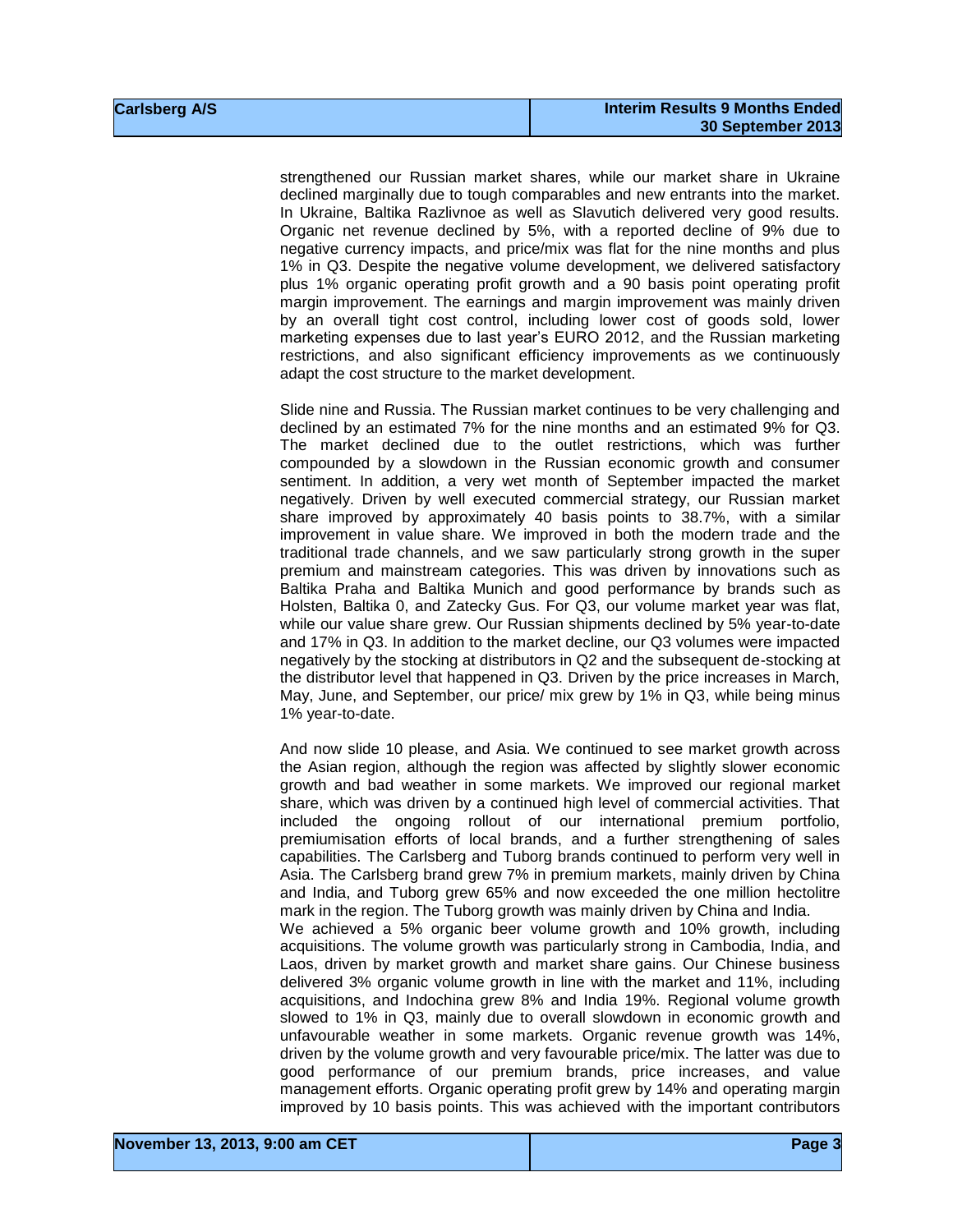strengthened our Russian market shares, while our market share in Ukraine declined marginally due to tough comparables and new entrants into the market. In Ukraine, Baltika Razlivnoe as well as Slavutich delivered very good results. Organic net revenue declined by 5%, with a reported decline of 9% due to negative currency impacts, and price/mix was flat for the nine months and plus 1% in Q3. Despite the negative volume development, we delivered satisfactory plus 1% organic operating profit growth and a 90 basis point operating profit margin improvement. The earnings and margin improvement was mainly driven by an overall tight cost control, including lower cost of goods sold, lower marketing expenses due to last year's EURO 2012, and the Russian marketing restrictions, and also significant efficiency improvements as we continuously adapt the cost structure to the market development.

Slide nine and Russia. The Russian market continues to be very challenging and declined by an estimated 7% for the nine months and an estimated 9% for Q3. The market declined due to the outlet restrictions, which was further compounded by a slowdown in the Russian economic growth and consumer sentiment. In addition, a very wet month of September impacted the market negatively. Driven by well executed commercial strategy, our Russian market share improved by approximately 40 basis points to 38.7%, with a similar improvement in value share. We improved in both the modern trade and the traditional trade channels, and we saw particularly strong growth in the super premium and mainstream categories. This was driven by innovations such as Baltika Praha and Baltika Munich and good performance by brands such as Holsten, Baltika 0, and Zatecky Gus. For Q3, our volume market year was flat, while our value share grew. Our Russian shipments declined by 5% year-to-date and 17% in Q3. In addition to the market decline, our Q3 volumes were impacted negatively by the stocking at distributors in Q2 and the subsequent de-stocking at the distributor level that happened in Q3. Driven by the price increases in March, May, June, and September, our price/ mix grew by 1% in Q3, while being minus 1% year-to-date.

And now slide 10 please, and Asia. We continued to see market growth across the Asian region, although the region was affected by slightly slower economic growth and bad weather in some markets. We improved our regional market share, which was driven by a continued high level of commercial activities. That included the ongoing rollout of our international premium portfolio, premiumisation efforts of local brands, and a further strengthening of sales capabilities. The Carlsberg and Tuborg brands continued to perform very well in Asia. The Carlsberg brand grew 7% in premium markets, mainly driven by China and India, and Tuborg grew 65% and now exceeded the one million hectolitre mark in the region. The Tuborg growth was mainly driven by China and India.

We achieved a 5% organic beer volume growth and 10% growth, including acquisitions. The volume growth was particularly strong in Cambodia, India, and Laos, driven by market growth and market share gains. Our Chinese business delivered 3% organic volume growth in line with the market and 11%, including acquisitions, and Indochina grew 8% and India 19%. Regional volume growth slowed to 1% in Q3, mainly due to overall slowdown in economic growth and unfavourable weather in some markets. Organic revenue growth was 14%, driven by the volume growth and very favourable price/mix. The latter was due to good performance of our premium brands, price increases, and value management efforts. Organic operating profit grew by 14% and operating margin improved by 10 basis points. This was achieved with the important contributors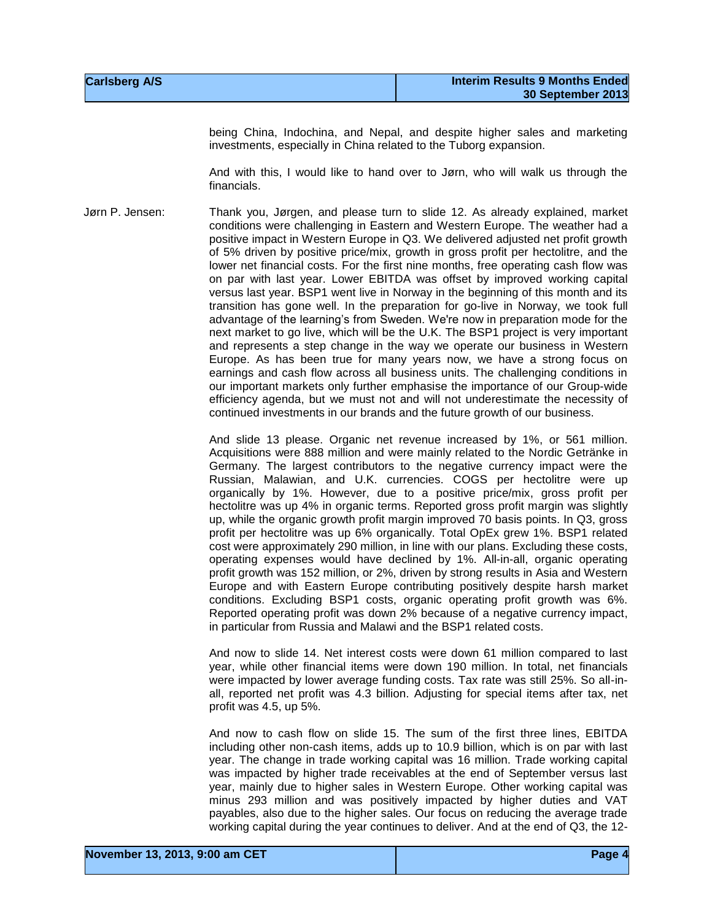being China, Indochina, and Nepal, and despite higher sales and marketing investments, especially in China related to the Tuborg expansion.

And with this, I would like to hand over to Jørn, who will walk us through the financials.

Jørn P. Jensen: Thank you, Jørgen, and please turn to slide 12. As already explained, market conditions were challenging in Eastern and Western Europe. The weather had a positive impact in Western Europe in Q3. We delivered adjusted net profit growth of 5% driven by positive price/mix, growth in gross profit per hectolitre, and the lower net financial costs. For the first nine months, free operating cash flow was on par with last year. Lower EBITDA was offset by improved working capital versus last year. BSP1 went live in Norway in the beginning of this month and its transition has gone well. In the preparation for go-live in Norway, we took full advantage of the learning's from Sweden. We're now in preparation mode for the next market to go live, which will be the U.K. The BSP1 project is very important and represents a step change in the way we operate our business in Western Europe. As has been true for many years now, we have a strong focus on earnings and cash flow across all business units. The challenging conditions in our important markets only further emphasise the importance of our Group-wide efficiency agenda, but we must not and will not underestimate the necessity of continued investments in our brands and the future growth of our business.

And slide 13 please. Organic net revenue increased by 1%, or 561 million. Acquisitions were 888 million and were mainly related to the Nordic Getränke in Germany. The largest contributors to the negative currency impact were the Russian, Malawian, and U.K. currencies. COGS per hectolitre were up organically by 1%. However, due to a positive price/mix, gross profit per hectolitre was up 4% in organic terms. Reported gross profit margin was slightly up, while the organic growth profit margin improved 70 basis points. In Q3, gross profit per hectolitre was up 6% organically. Total OpEx grew 1%. BSP1 related cost were approximately 290 million, in line with our plans. Excluding these costs, operating expenses would have declined by 1%. All-in-all, organic operating profit growth was 152 million, or 2%, driven by strong results in Asia and Western Europe and with Eastern Europe contributing positively despite harsh market conditions. Excluding BSP1 costs, organic operating profit growth was 6%. Reported operating profit was down 2% because of a negative currency impact, in particular from Russia and Malawi and the BSP1 related costs.

And now to slide 14. Net interest costs were down 61 million compared to last year, while other financial items were down 190 million. In total, net financials were impacted by lower average funding costs. Tax rate was still 25%. So all-in-all, reported net profit was 4.3 billion. Adjusting for special items after tax, net profit was 4.5, up 5%.

And now to cash flow on slide 15. The sum of the first three lines, EBITDA including other non-cash items, adds up to 10.9 billion, which is on par with last year. The change in trade working capital was 16 million. Trade working capital was impacted by higher trade receivables at the end of September versus last year, mainly due to higher sales in Western Europe. Other working capital was minus 293 million and was positively impacted by higher duties and VAT payables, also due to the higher sales. Our focus on reducing the average trade working capital during the year continues to deliver. And at the end of Q3, the 12-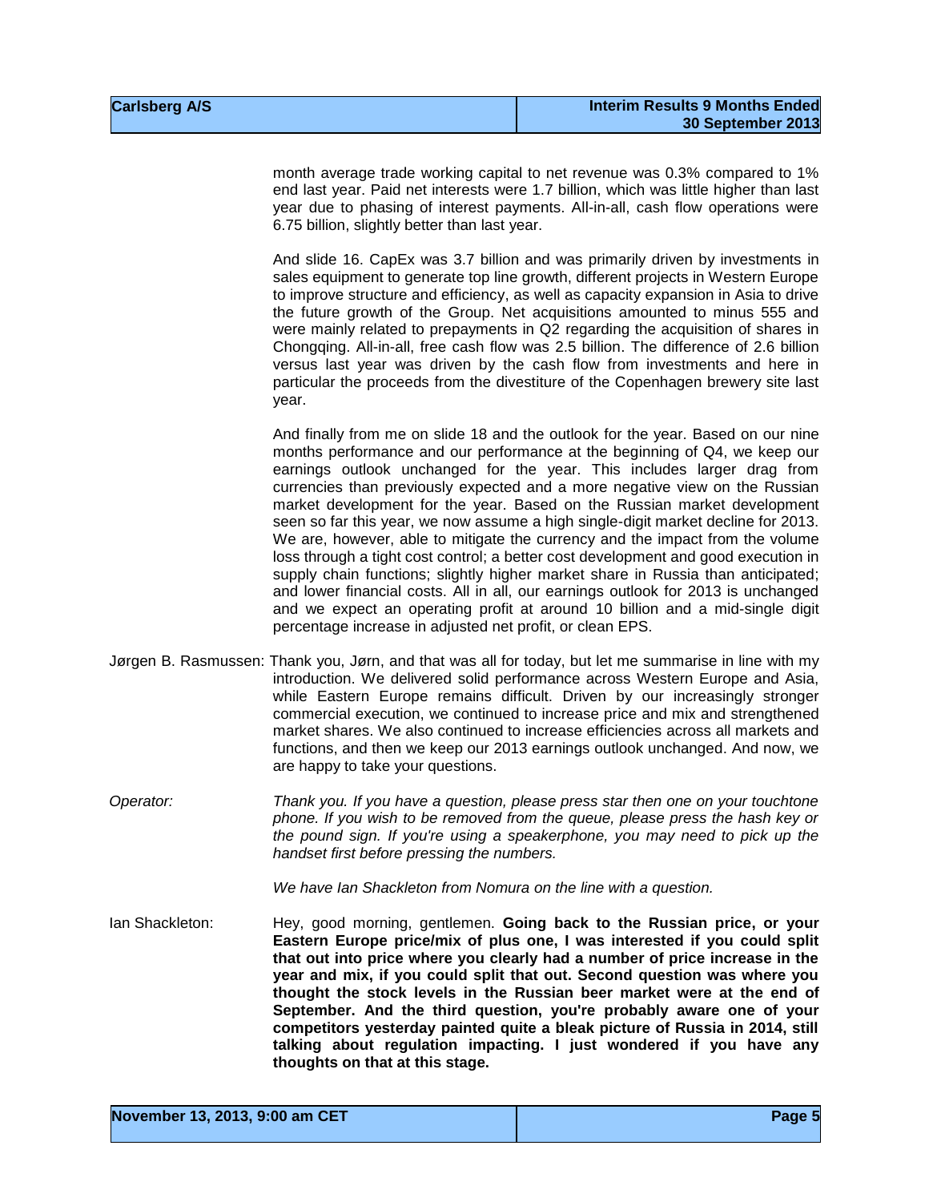month average trade working capital to net revenue was 0.3% compared to 1% end last year. Paid net interests were 1.7 billion, which was little higher than last year due to phasing of interest payments. All-in-all, cash flow operations were 6.75 billion, slightly better than last year.

And slide 16. CapEx was 3.7 billion and was primarily driven by investments in sales equipment to generate top line growth, different projects in Western Europe to improve structure and efficiency, as well as capacity expansion in Asia to drive the future growth of the Group. Net acquisitions amounted to minus 555 and were mainly related to prepayments in Q2 regarding the acquisition of shares in Chongqing. All-in-all, free cash flow was 2.5 billion. The difference of 2.6 billion versus last year was driven by the cash flow from investments and here in particular the proceeds from the divestiture of the Copenhagen brewery site last year.

And finally from me on slide 18 and the outlook for the year. Based on our nine months performance and our performance at the beginning of Q4, we keep our earnings outlook unchanged for the year. This includes larger drag from currencies than previously expected and a more negative view on the Russian market development for the year. Based on the Russian market development seen so far this year, we now assume a high single-digit market decline for 2013. We are, however, able to mitigate the currency and the impact from the volume loss through a tight cost control; a better cost development and good execution in supply chain functions; slightly higher market share in Russia than anticipated; and lower financial costs. All in all, our earnings outlook for 2013 is unchanged and we expect an operating profit at around 10 billion and a mid-single digit percentage increase in adjusted net profit, or clean EPS.

Jørgen B. Rasmussen: Thank you, Jørn, and that was all for today, but let me summarise in line with my introduction. We delivered solid performance across Western Europe and Asia, while Eastern Europe remains difficult. Driven by our increasingly stronger commercial execution, we continued to increase price and mix and strengthened market shares. We also continued to increase efficiencies across all markets and functions, and then we keep our 2013 earnings outlook unchanged. And now, we are happy to take your questions.

*Operator:* *Thank you. If you have a question, please press star then one on your touchtone phone. If you wish to be removed from the queue, please press the hash key or the pound sign. If you're using a speakerphone, you may need to pick up the handset first before pressing the numbers.*

*We have Ian Shackleton from Nomura on the line with a question.*

Ian Shackleton: Hey, good morning, gentlemen. **Going back to the Russian price, or your Eastern Europe price/mix of plus one, I was interested if you could split that out into price where you clearly had a number of price increase in the year and mix, if you could split that out. Second question was where you thought the stock levels in the Russian beer market were at the end of September. And the third question, you're probably aware one of your competitors yesterday painted quite a bleak picture of Russia in 2014, still talking about regulation impacting. I just wondered if you have any thoughts on that at this stage.**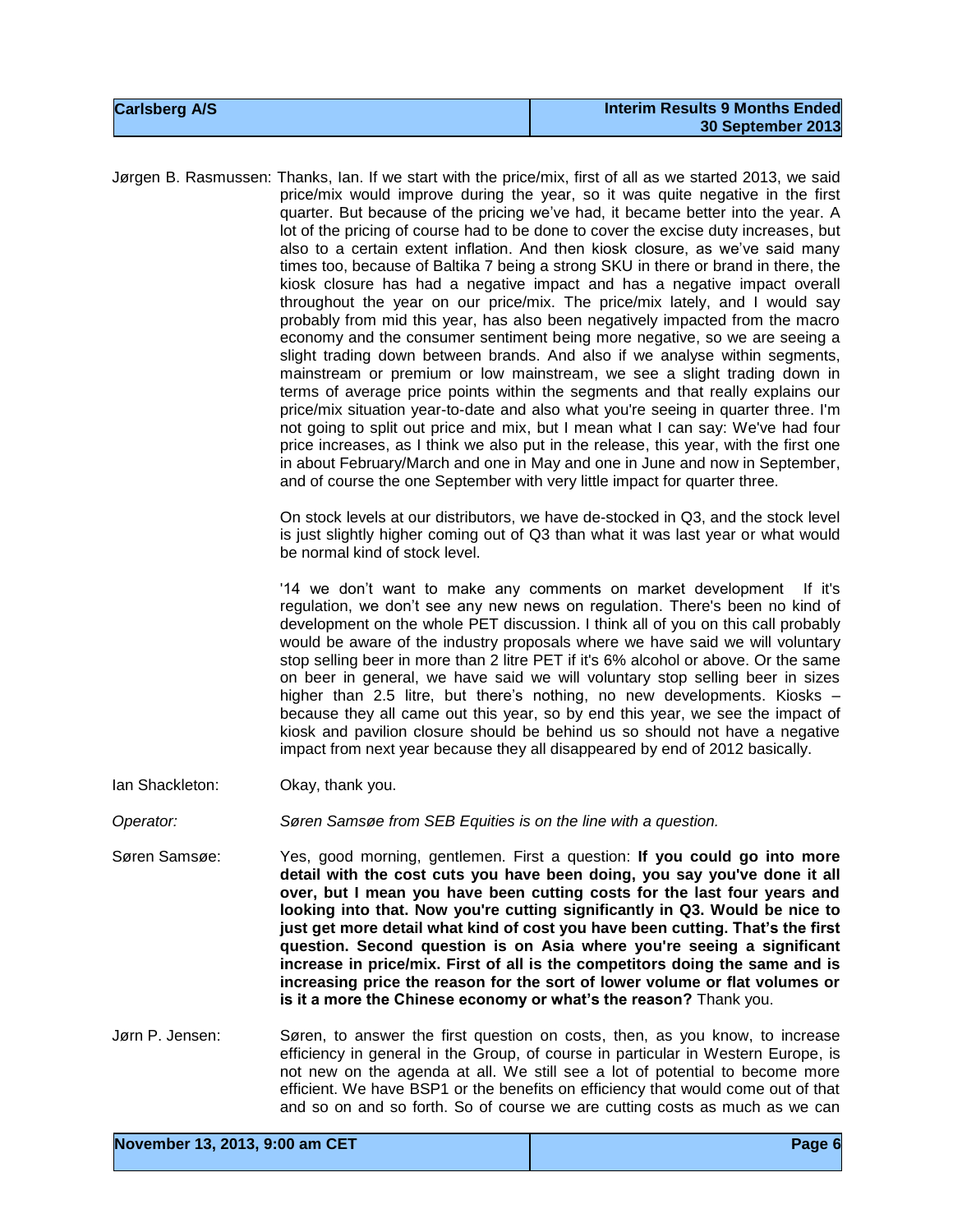Jørgen B. Rasmussen: Thanks, Ian. If we start with the price/mix, first of all as we started 2013, we said price/mix would improve during the year, so it was quite negative in the first quarter. But because of the pricing we've had, it became better into the year. A lot of the pricing of course had to be done to cover the excise duty increases, but also to a certain extent inflation. And then kiosk closure, as we've said many times too, because of Baltika 7 being a strong SKU in there or brand in there, the kiosk closure has had a negative impact and has a negative impact overall throughout the year on our price/mix. The price/mix lately, and I would say probably from mid this year, has also been negatively impacted from the macro economy and the consumer sentiment being more negative, so we are seeing a slight trading down between brands. And also if we analyse within segments, mainstream or premium or low mainstream, we see a slight trading down in terms of average price points within the segments and that really explains our price/mix situation year-to-date and also what you're seeing in quarter three. I'm not going to split out price and mix, but I mean what I can say: We've had four price increases, as I think we also put in the release, this year, with the first one in about February/March and one in May and one in June and now in September, and of course the one September with very little impact for quarter three.

On stock levels at our distributors, we have de-stocked in Q3, and the stock level is just slightly higher coming out of Q3 than what it was last year or what would be normal kind of stock level.

'14 we don't want to make any comments on market development If it's regulation, we don't see any new news on regulation. There's been no kind of development on the whole PET discussion. I think all of you on this call probably would be aware of the industry proposals where we have said we will voluntary stop selling beer in more than 2 litre PET if it's 6% alcohol or above. Or the same on beer in general, we have said we will voluntary stop selling beer in sizes higher than 2.5 litre, but there's nothing, no new developments. Kiosks – because they all came out this year, so by end this year, we see the impact of kiosk and pavilion closure should be behind us so should not have a negative impact from next year because they all disappeared by end of 2012 basically.

Ian Shackleton: Okay, thank you.

*Operator: Søren Samsøe from SEB Equities is on the line with a question.*

Søren Samsøe: Yes, good morning, gentlemen. First a question: **If you could go into more detail with the cost cuts you have been doing, you say you've done it all over, but I mean you have been cutting costs for the last four years and looking into that. Now you're cutting significantly in Q3. Would be nice to just get more detail what kind of cost you have been cutting. That's the first question. Second question is on Asia where you're seeing a significant increase in price/mix. First of all is the competitors doing the same and is increasing price the reason for the sort of lower volume or flat volumes or is it a more the Chinese economy or what's the reason?** Thank you.

Jørn P. Jensen: Søren, to answer the first question on costs, then, as you know, to increase efficiency in general in the Group, of course in particular in Western Europe, is not new on the agenda at all. We still see a lot of potential to become more efficient. We have BSP1 or the benefits on efficiency that would come out of that and so on and so forth. So of course we are cutting costs as much as we can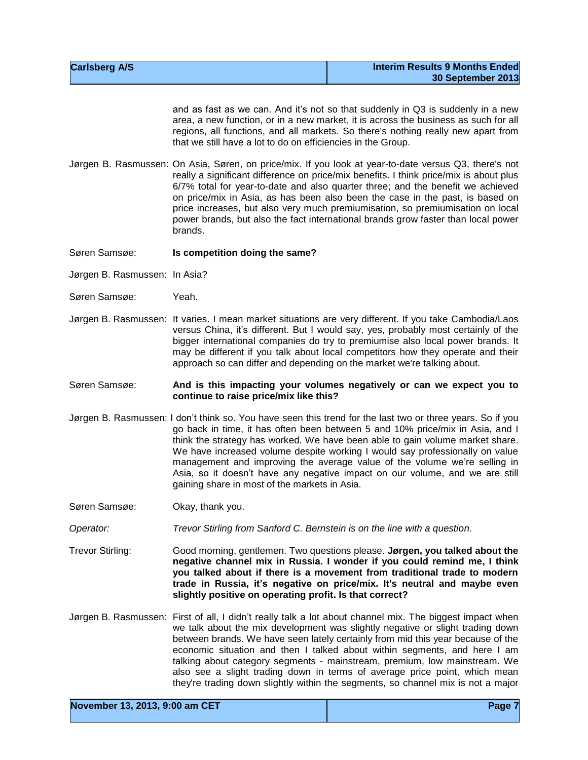and as fast as we can. And it's not so that suddenly in Q3 is suddenly in a new area, a new function, or in a new market, it is across the business as such for all regions, all functions, and all markets. So there's nothing really new apart from that we still have a lot to do on efficiencies in the Group.

Jørgen B. Rasmussen: On Asia, Søren, on price/mix. If you look at year-to-date versus Q3, there's not really a significant difference on price/mix benefits. I think price/mix is about plus 6/7% total for year-to-date and also quarter three; and the benefit we achieved on price/mix in Asia, as has been also been the case in the past, is based on price increases, but also very much premiumisation, so premiumisation on local power brands, but also the fact international brands grow faster than local power brands.

Søren Samsøe: **Is competition doing the same?**

Jørgen B. Rasmussen: In Asia?

Søren Samsøe: Yeah.

Jørgen B. Rasmussen: It varies. I mean market situations are very different. If you take Cambodia/Laos versus China, it's different. But I would say, yes, probably most certainly of the bigger international companies do try to premiumise also local power brands. It may be different if you talk about local competitors how they operate and their approach so can differ and depending on the market we're talking about.

Søren Samsøe: **And is this impacting your volumes negatively or can we expect you to continue to raise price/mix like this?**

Jørgen B. Rasmussen: I don't think so. You have seen this trend for the last two or three years. So if you go back in time, it has often been between 5 and 10% price/mix in Asia, and I think the strategy has worked. We have been able to gain volume market share. We have increased volume despite working I would say professionally on value management and improving the average value of the volume we're selling in Asia, so it doesn't have any negative impact on our volume, and we are still gaining share in most of the markets in Asia.

Søren Samsøe: Okay, thank you.

*Operator: Trevor Stirling from Sanford C. Bernstein is on the line with a question.*

Trevor Stirling: Good morning, gentlemen. Two questions please. **Jørgen, you talked about the negative channel mix in Russia. I wonder if you could remind me, I think you talked about if there is a movement from traditional trade to modern trade in Russia, it's negative on price/mix. It's neutral and maybe even slightly positive on operating profit. Is that correct?**

Jørgen B. Rasmussen: First of all, I didn't really talk a lot about channel mix. The biggest impact when we talk about the mix development was slightly negative or slight trading down between brands. We have seen lately certainly from mid this year because of the economic situation and then I talked about within segments, and here I am talking about category segments - mainstream, premium, low mainstream. We also see a slight trading down in terms of average price point, which mean they're trading down slightly within the segments, so channel mix is not a major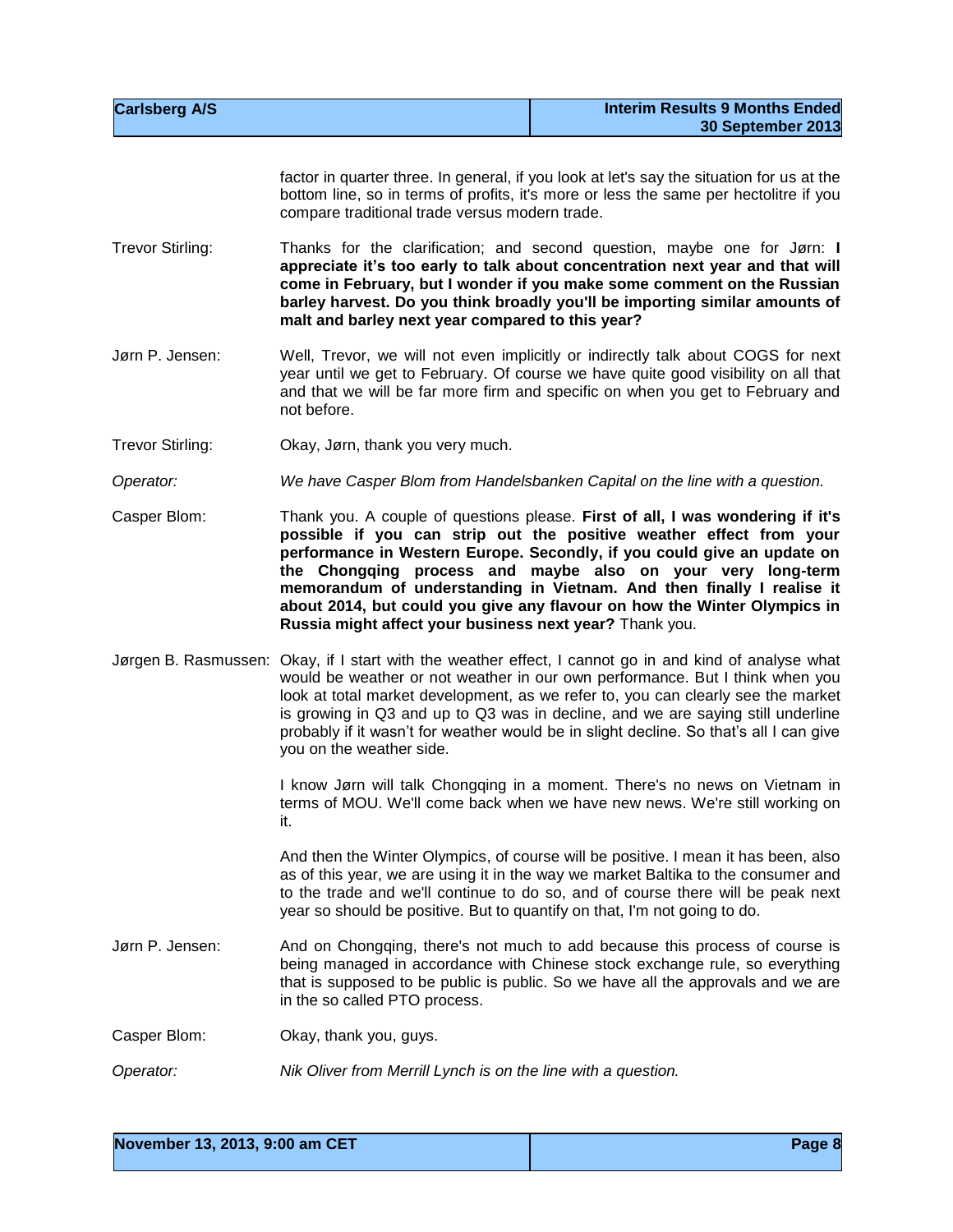factor in quarter three. In general, if you look at let's say the situation for us at the bottom line, so in terms of profits, it's more or less the same per hectolitre if you compare traditional trade versus modern trade.

Trevor Stirling: Thanks for the clarification; and second question, maybe one for Jørn: **I appreciate it's too early to talk about concentration next year and that will come in February, but I wonder if you make some comment on the Russian barley harvest. Do you think broadly you'll be importing similar amounts of malt and barley next year compared to this year?**

Jørn P. Jensen: Well, Trevor, we will not even implicitly or indirectly talk about COGS for next year until we get to February. Of course we have quite good visibility on all that and that we will be far more firm and specific on when you get to February and not before.

Trevor Stirling: Okay, Jørn, thank you very much.

*Operator: We have Casper Blom from Handelsbanken Capital on the line with a question.*

Casper Blom: Thank you. A couple of questions please. **First of all, I was wondering if it's possible if you can strip out the positive weather effect from your performance in Western Europe. Secondly, if you could give an update on the Chongqing process and maybe also on your very long-term memorandum of understanding in Vietnam. And then finally I realise it about 2014, but could you give any flavour on how the Winter Olympics in Russia might affect your business next year?** Thank you.

Jørgen B. Rasmussen: Okay, if I start with the weather effect, I cannot go in and kind of analyse what would be weather or not weather in our own performance. But I think when you look at total market development, as we refer to, you can clearly see the market is growing in Q3 and up to Q3 was in decline, and we are saying still underline probably if it wasn't for weather would be in slight decline. So that's all I can give you on the weather side.

I know Jørn will talk Chongqing in a moment. There's no news on Vietnam in terms of MOU. We'll come back when we have new news. We're still working on it.

And then the Winter Olympics, of course will be positive. I mean it has been, also as of this year, we are using it in the way we market Baltika to the consumer and to the trade and we'll continue to do so, and of course there will be peak next year so should be positive. But to quantify on that, I'm not going to do.

Jørn P. Jensen: And on Chongqing, there's not much to add because this process of course is being managed in accordance with Chinese stock exchange rule, so everything that is supposed to be public is public. So we have all the approvals and we are in the so called PTO process.

Casper Blom: Okay, thank you, guys.

*Operator: Nik Oliver from Merrill Lynch is on the line with a question.*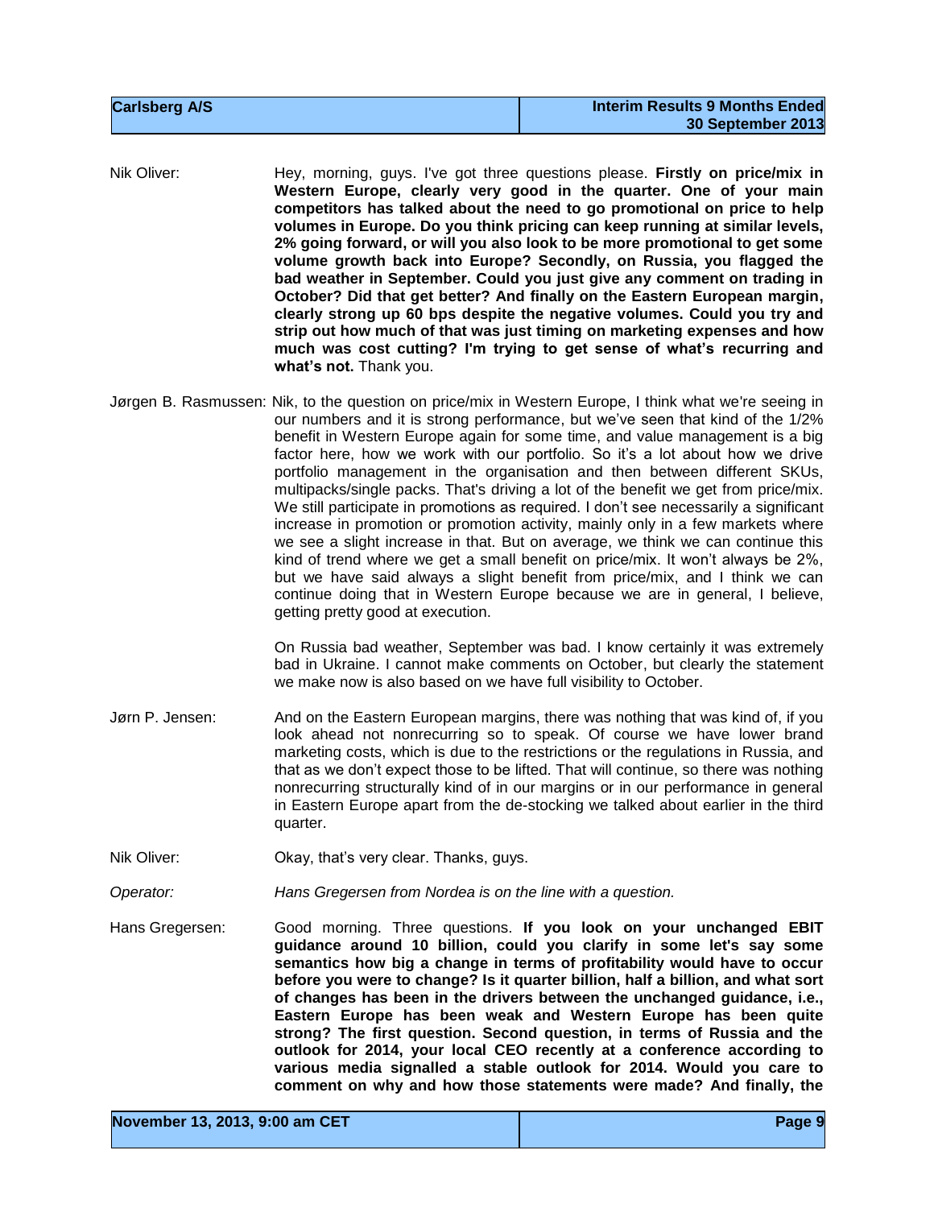Nik Oliver: Hey, morning, guys. I've got three questions please. **Firstly on price/mix in Western Europe, clearly very good in the quarter. One of your main competitors has talked about the need to go promotional on price to help volumes in Europe. Do you think pricing can keep running at similar levels, 2% going forward, or will you also look to be more promotional to get some volume growth back into Europe? Secondly, on Russia, you flagged the bad weather in September. Could you just give any comment on trading in October? Did that get better? And finally on the Eastern European margin, clearly strong up 60 bps despite the negative volumes. Could you try and strip out how much of that was just timing on marketing expenses and how much was cost cutting? I'm trying to get sense of what's recurring and what's not.** Thank you.

Jørgen B. Rasmussen: Nik, to the question on price/mix in Western Europe, I think what we're seeing in our numbers and it is strong performance, but we've seen that kind of the 1/2% benefit in Western Europe again for some time, and value management is a big factor here, how we work with our portfolio. So it's a lot about how we drive portfolio management in the organisation and then between different SKUs, multipacks/single packs. That's driving a lot of the benefit we get from price/mix. We still participate in promotions as required. I don't see necessarily a significant increase in promotion or promotion activity, mainly only in a few markets where we see a slight increase in that. But on average, we think we can continue this kind of trend where we get a small benefit on price/mix. It won't always be 2%, but we have said always a slight benefit from price/mix, and I think we can continue doing that in Western Europe because we are in general, I believe, getting pretty good at execution.

On Russia bad weather, September was bad. I know certainly it was extremely bad in Ukraine. I cannot make comments on October, but clearly the statement we make now is also based on we have full visibility to October.

Jørn P. Jensen: And on the Eastern European margins, there was nothing that was kind of, if you look ahead not nonrecurring so to speak. Of course we have lower brand marketing costs, which is due to the restrictions or the regulations in Russia, and that as we don't expect those to be lifted. That will continue, so there was nothing nonrecurring structurally kind of in our margins or in our performance in general in Eastern Europe apart from the de-stocking we talked about earlier in the third quarter.

Nik Oliver: Okay, that's very clear. Thanks, guys.

*Operator: Hans Gregersen from Nordea is on the line with a question.*

Hans Gregersen: Good morning. Three questions. **If you look on your unchanged EBIT guidance around 10 billion, could you clarify in some let's say some semantics how big a change in terms of profitability would have to occur before you were to change? Is it quarter billion, half a billion, and what sort of changes has been in the drivers between the unchanged guidance, i.e., Eastern Europe has been weak and Western Europe has been quite strong? The first question. Second question, in terms of Russia and the outlook for 2014, your local CEO recently at a conference according to various media signalled a stable outlook for 2014. Would you care to comment on why and how those statements were made? And finally, the**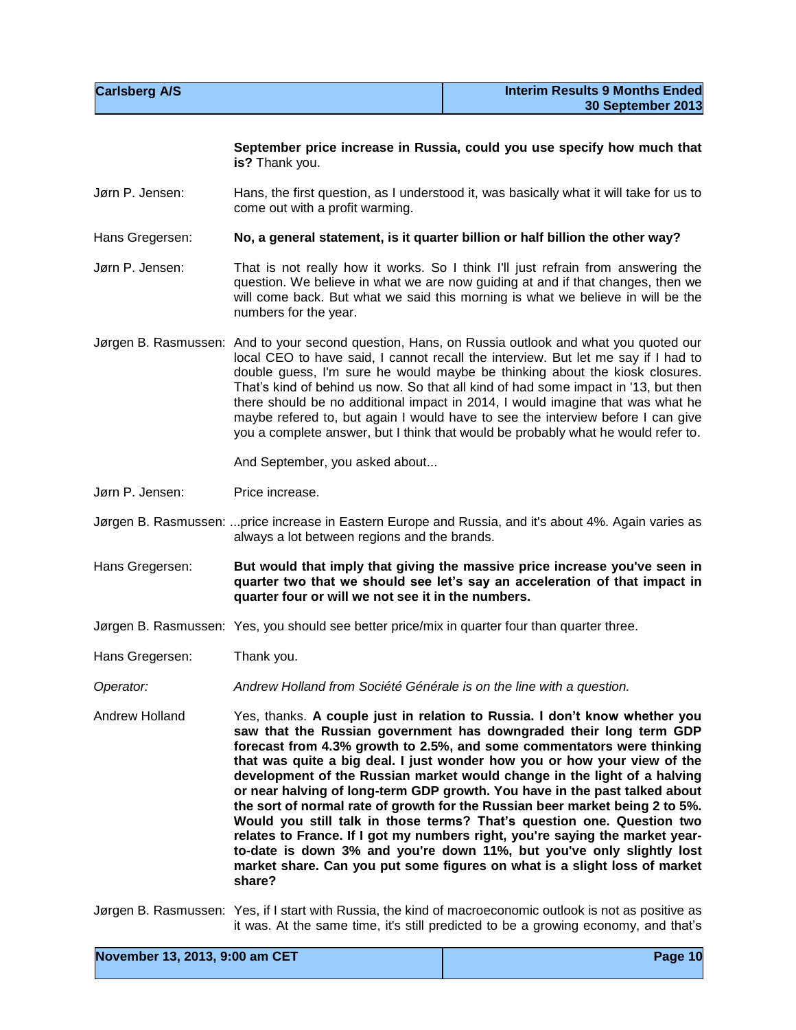**September price increase in Russia, could you use specify how much that is?** Thank you.

Jørn P. Jensen: Hans, the first question, as I understood it, was basically what it will take for us to come out with a profit warming.

Hans Gregersen: **No, a general statement, is it quarter billion or half billion the other way?**

Jørn P. Jensen: That is not really how it works. So I think I'll just refrain from answering the question. We believe in what we are now guiding at and if that changes, then we will come back. But what we said this morning is what we believe in will be the numbers for the year.

Jørgen B. Rasmussen: And to your second question, Hans, on Russia outlook and what you quoted our local CEO to have said, I cannot recall the interview. But let me say if I had to double guess, I'm sure he would maybe be thinking about the kiosk closures. That's kind of behind us now. So that all kind of had some impact in '13, but then there should be no additional impact in 2014, I would imagine that was what he maybe refered to, but again I would have to see the interview before I can give you a complete answer, but I think that would be probably what he would refer to.

And September, you asked about...

Jørn P. Jensen: Price increase.

Jørgen B. Rasmussen: ...price increase in Eastern Europe and Russia, and it's about 4%. Again varies as always a lot between regions and the brands.

Hans Gregersen: **But would that imply that giving the massive price increase you've seen in quarter two that we should see let's say an acceleration of that impact in quarter four or will we not see it in the numbers.**

Jørgen B. Rasmussen: Yes, you should see better price/mix in quarter four than quarter three.

Hans Gregersen: Thank you.

*Operator: Andrew Holland from Société Générale is on the line with a question.*

Andrew Holland: Yes, thanks. **A couple just in relation to Russia. I don't know whether you saw that the Russian government has downgraded their long term GDP forecast from 4.3% growth to 2.5%, and some commentators were thinking that was quite a big deal. I just wonder how you or how your view of the development of the Russian market would change in the light of a halving or near halving of long-term GDP growth. You have in the past talked about the sort of normal rate of growth for the Russian beer market being 2 to 5%. Would you still talk in those terms? That's question one. Question two relates to France. If I got my numbers right, you're saying the market year-to-date is down 3% and you're down 11%, but you've only slightly lost market share. Can you put some figures on what is a slight loss of market share?**

Jørgen B. Rasmussen: Yes, if I start with Russia, the kind of macroeconomic outlook is not as positive as it was. At the same time, it's still predicted to be a growing economy, and that's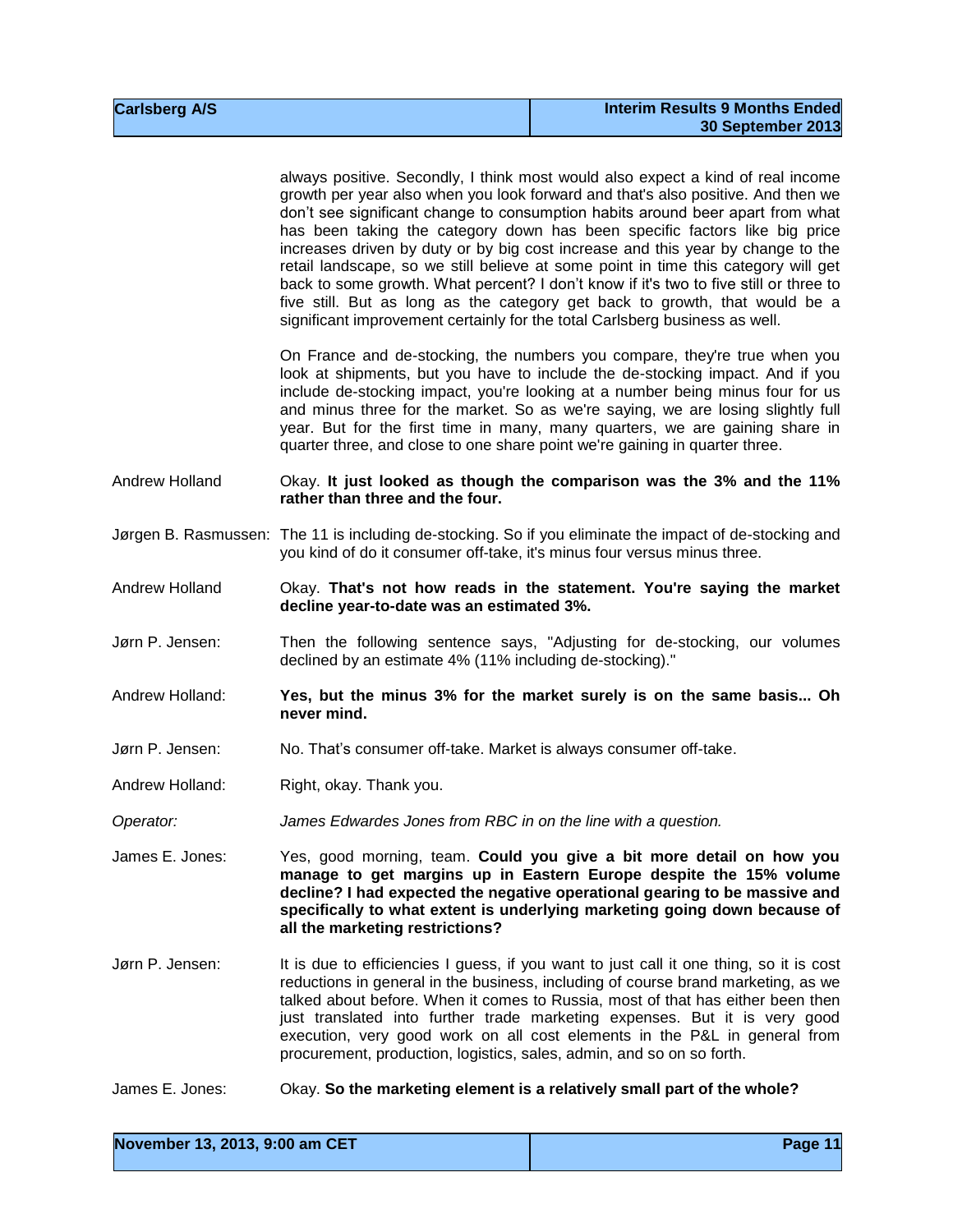always positive. Secondly, I think most would also expect a kind of real income growth per year also when you look forward and that's also positive. And then we don't see significant change to consumption habits around beer apart from what has been taking the category down has been specific factors like big price increases driven by duty or by big cost increase and this year by change to the retail landscape, so we still believe at some point in time this category will get back to some growth. What percent? I don't know if it's two to five still or three to five still. But as long as the category get back to growth, that would be a significant improvement certainly for the total Carlsberg business as well.

On France and de-stocking, the numbers you compare, they're true when you look at shipments, but you have to include the de-stocking impact. And if you include de-stocking impact, you're looking at a number being minus four for us and minus three for the market. So as we're saying, we are losing slightly full year. But for the first time in many, many quarters, we are gaining share in quarter three, and close to one share point we're gaining in quarter three.

Andrew Holland: Okay. **It just looked as though the comparison was the 3% and the 11% rather than three and the four.**

Jørgen B. Rasmussen: The 11 is including de-stocking. So if you eliminate the impact of de-stocking and you kind of do it consumer off-take, it's minus four versus minus three.

Andrew Holland: Okay. **That's not how reads in the statement. You're saying the market decline year-to-date was an estimated 3%.**

Jørn P. Jensen: Then the following sentence says, "Adjusting for de-stocking, our volumes declined by an estimate 4% (11% including de-stocking)."

Andrew Holland: **Yes, but the minus 3% for the market surely is on the same basis... Oh never mind.**

Jørn P. Jensen: No. That's consumer off-take. Market is always consumer off-take.

Andrew Holland: Right, okay. Thank you.

*Operator: James Edwardes Jones from RBC in on the line with a question.*

James E. Jones: Yes, good morning, team. **Could you give a bit more detail on how you manage to get margins up in Eastern Europe despite the 15% volume decline? I had expected the negative operational gearing to be massive and specifically to what extent is underlying marketing going down because of all the marketing restrictions?**

Jørn P. Jensen: It is due to efficiencies I guess, if you want to just call it one thing, so it is cost reductions in general in the business, including of course brand marketing, as we talked about before. When it comes to Russia, most of that has either been then just translated into further trade marketing expenses. But it is very good execution, very good work on all cost elements in the P&L in general from procurement, production, logistics, sales, admin, and so on so forth.

James E. Jones: Okay. **So the marketing element is a relatively small part of the whole?**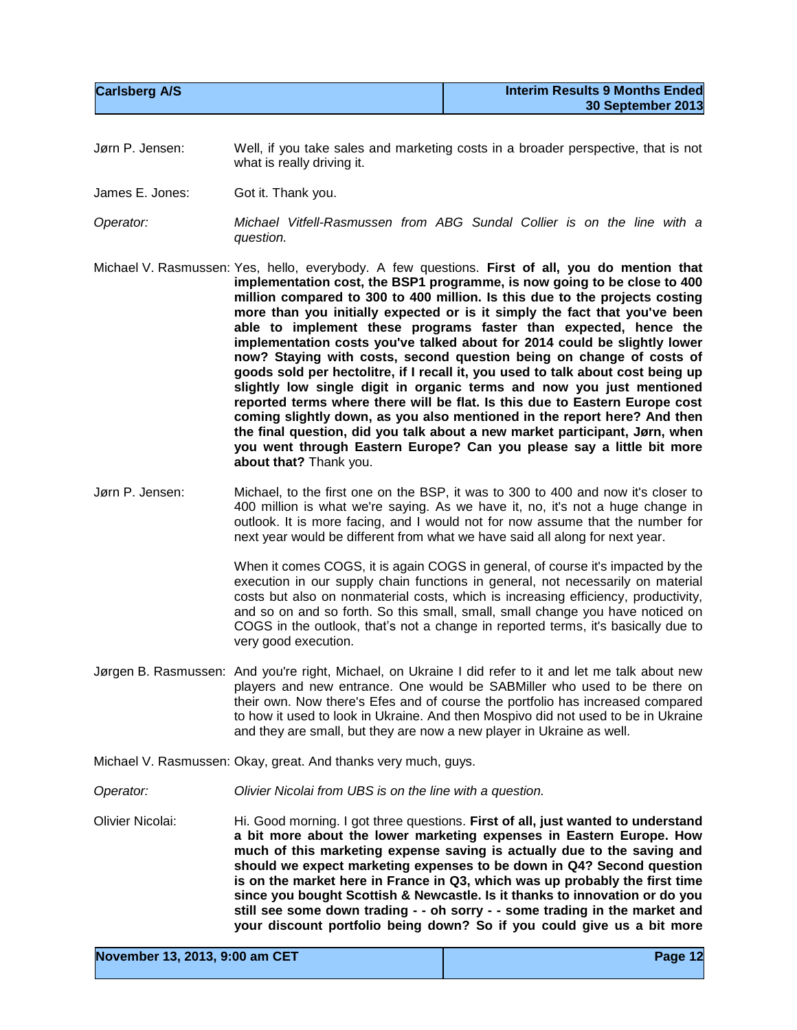Jørn P. Jensen: Well, if you take sales and marketing costs in a broader perspective, that is not what is really driving it.

James E. Jones: Got it. Thank you.

*Operator: Michael Vitfell-Rasmussen from ABG Sundal Collier is on the line with a question.*

Michael V. Rasmussen: Yes, hello, everybody. A few questions. **First of all, you do mention that implementation cost, the BSP1 programme, is now going to be close to 400 million compared to 300 to 400 million. Is this due to the projects costing more than you initially expected or is it simply the fact that you've been able to implement these programs faster than expected, hence the implementation costs you've talked about for 2014 could be slightly lower now? Staying with costs, second question being on change of costs of goods sold per hectolitre, if I recall it, you used to talk about cost being up slightly low single digit in organic terms and now you just mentioned reported terms where there will be flat. Is this due to Eastern Europe cost coming slightly down, as you also mentioned in the report here? And then the final question, did you talk about a new market participant, Jørn, when you went through Eastern Europe? Can you please say a little bit more about that?** Thank you.

Jørn P. Jensen: Michael, to the first one on the BSP, it was 300 to 400 and now it's closer to 400 million is what we're saying. As we have it, no, it's not a huge change in outlook. It is more facing, and I would not for now assume that the number for next year would be different from what we have said all along for next year.

When it comes COGS, it is again COGS in general, of course it's impacted by the execution in our supply chain functions in general, not necessarily on material costs but also on nonmaterial costs, which is increasing efficiency, productivity, and so on and so forth. So this small, small, small change you have noticed on COGS in the outlook, that's not a change in reported terms, it's basically due to very good execution.

Jørgen B. Rasmussen: And you're right, Michael, on Ukraine I did refer to it and let me talk about new players and new entrance. One would be SABMiller who used to be there on their own. Now there's Efes and of course the portfolio has increased compared to how it used to look in Ukraine. And then Mospivo did not used to be in Ukraine and they are small, but they are now a new player in Ukraine as well.

Michael V. Rasmussen: Okay, great. And thanks very much, guys.

*Operator: Olivier Nicolai from UBS is on the line with a question.*

Olivier Nicolai: Hi. Good morning. I got three questions. **First of all, just wanted to understand a bit more about the lower marketing expenses in Eastern Europe. How much of this marketing expense saving is actually due to the saving and should we expect marketing expenses to be down in Q4? Second question is on the market here in France in Q3, which was up probably the first time since you bought Scottish & Newcastle. Is it thanks to innovation or do you still see some down trading - - oh sorry - - some trading in the market and your discount portfolio being down? So if you could give us a bit more**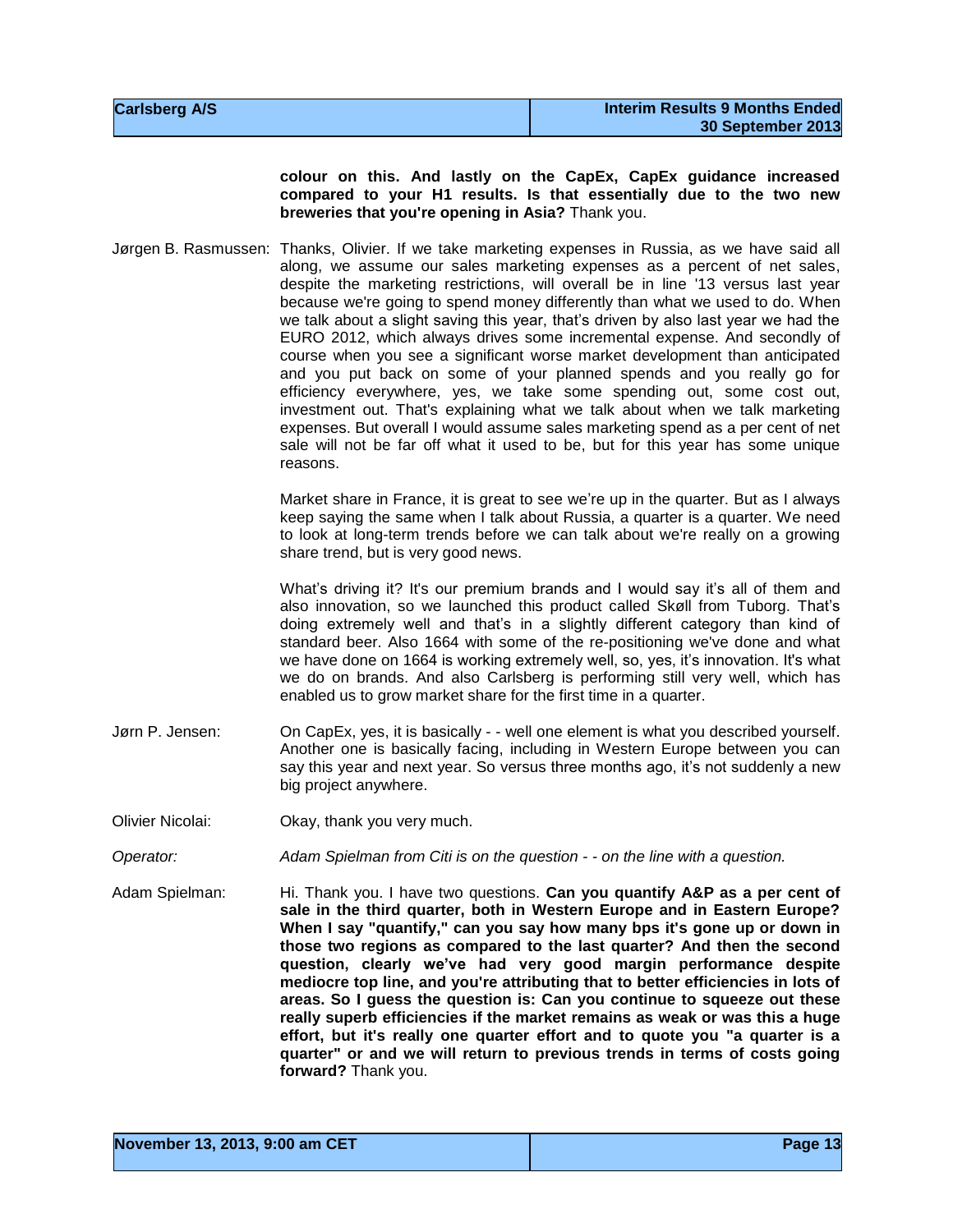**colour on this. And lastly on the CapEx, CapEx guidance increased compared to your H1 results. Is that essentially due to the two new breweries that you're opening in Asia?** Thank you.

Jørgen B. Rasmussen: Thanks, Olivier. If we take marketing expenses in Russia, as we have said all along, we assume our sales marketing expenses as a percent of net sales, despite the marketing restrictions, will overall be in line '13 versus last year because we're going to spend money differently than what we used to do. When we talk about a slight saving this year, that's driven by also last year we had the EURO 2012, which always drives some incremental expense. And secondly of course when you see a significant worse market development than anticipated and you put back on some of your planned spends and you really go for efficiency everywhere, yes, we take some spending out, some cost out, investment out. That's explaining what we talk about when we talk marketing expenses. But overall I would assume sales marketing spend as a per cent of net sale will not be far off what it used to be, but for this year has some unique reasons.

Market share in France, it is great to see we're up in the quarter. But as I always keep saying the same when I talk about Russia, a quarter is a quarter. We need to look at long-term trends before we can talk about we're really on a growing share trend, but is very good news.

What's driving it? It's our premium brands and I would say it's all of them and also innovation, so we launched this product called Skøll from Tuborg. That's doing extremely well and that's in a slightly different category than kind of standard beer. Also 1664 with some of the re-positioning we've done and what we have done on 1664 is working extremely well, so, yes, it's innovation. It's what we do on brands. And also Carlsberg is performing still very well, which has enabled us to grow market share for the first time in a quarter.

Jørn P. Jensen: On CapEx, yes, it is basically - - well one element is what you described yourself. Another one is basically facing, including in Western Europe between you can say this year and next year. So versus three months ago, it's not suddenly a new big project anywhere.

Olivier Nicolai: Okay, thank you very much.

*Operator: Adam Spielman from Citi is on the question - - on the line with a question.*

Adam Spielman: Hi. Thank you. I have two questions. **Can you quantify A&P as a per cent of sale in the third quarter, both in Western Europe and in Eastern Europe? When I say "quantify," can you say how many bps it's gone up or down in those two regions as compared to the last quarter? And then the second question, clearly we've had very good margin performance despite mediocre top line, and you're attributing that to better efficiencies in lots of areas. So I guess the question is: Can you continue to squeeze out these really superb efficiencies if the market remains as weak or was this a huge effort, but it's really one quarter effort and to quote you "a quarter is a quarter" or and we will return to previous trends in terms of costs going forward?** Thank you.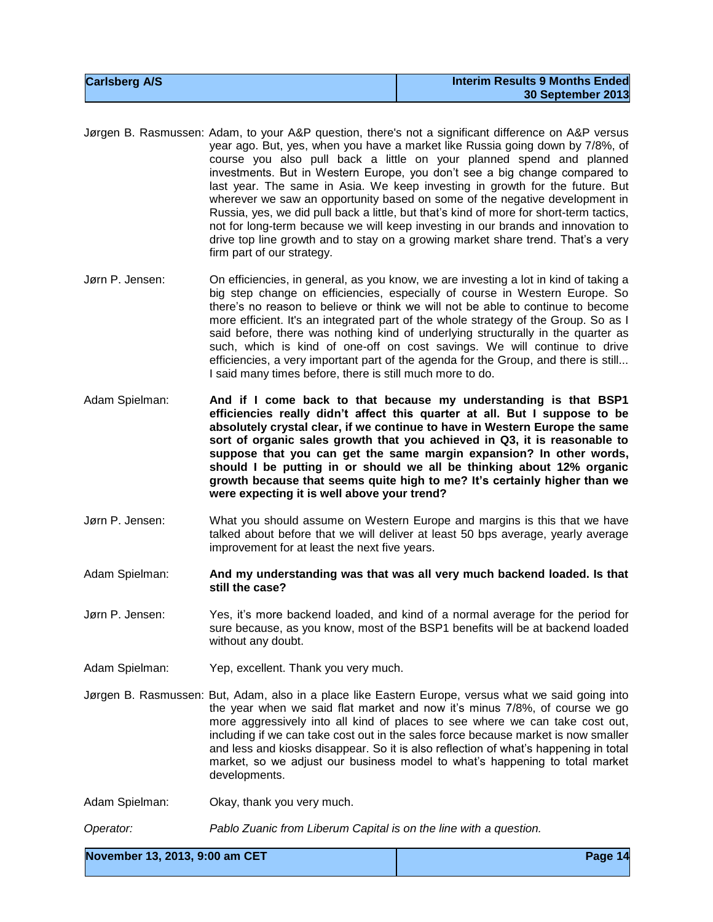Jørgen B. Rasmussen: Adam, to your A&P question, there's not a significant difference on A&P versus year ago. But, yes, when you have a market like Russia going down by 7/8%, of course you also pull back a little on your planned spend and planned investments. But in Western Europe, you don't see a big change compared to last year. The same in Asia. We keep investing in growth for the future. But wherever we saw an opportunity based on some of the negative development in Russia, yes, we did pull back a little, but that's kind of more for short-term tactics, not for long-term because we will keep investing in our brands and innovation to drive top line growth and to stay on a growing market share trend. That's a very firm part of our strategy.

Jørn P. Jensen: On efficiencies, in general, as you know, we are investing a lot in kind of taking a big step change on efficiencies, especially of course in Western Europe. So there's no reason to believe or think we will not be able to continue to become more efficient. It's an integrated part of the whole strategy of the Group. So as I said before, there was nothing kind of underlying structurally in the quarter as such, which is kind of one-off on cost savings. We will continue to drive efficiencies, a very important part of the agenda for the Group, and there is still... I said many times before, there is still much more to do.

Adam Spielman: **And if I come back to that because my understanding is that BSP1 efficiencies really didn't affect this quarter at all. But I suppose to be absolutely crystal clear, if we continue to have in Western Europe the same sort of organic sales growth that you achieved in Q3, it is reasonable to suppose that you can get the same margin expansion? In other words, should I be putting in or should we all be thinking about 12% organic growth because that seems quite high to me? It's certainly higher than we were expecting it is well above your trend?**

Jørn P. Jensen: What you should assume on Western Europe and margins is this that we have talked about before that we will deliver at least 50 bps average, yearly average improvement for at least the next five years.

Adam Spielman: **And my understanding was that was all very much backend loaded. Is that still the case?**

Jørn P. Jensen: Yes, it's more backend loaded, and kind of a normal average for the period for sure because, as you know, most of the BSP1 benefits will be at backend loaded without any doubt.

Adam Spielman: Yep, excellent. Thank you very much.

Jørgen B. Rasmussen: But, Adam, also in a place like Eastern Europe, versus what we said going into the year when we said flat market and now it's minus 7/8%, of course we go more aggressively into all kind of places to see where we can take cost out, including if we can take cost out in the sales force because market is now smaller and less and kiosks disappear. So it is also reflection of what's happening in total market, so we adjust our business model to what's happening to total market developments.

Adam Spielman: Okay, thank you very much.

*Operator: Pablo Zuanic from Liberum Capital is on the line with a question.*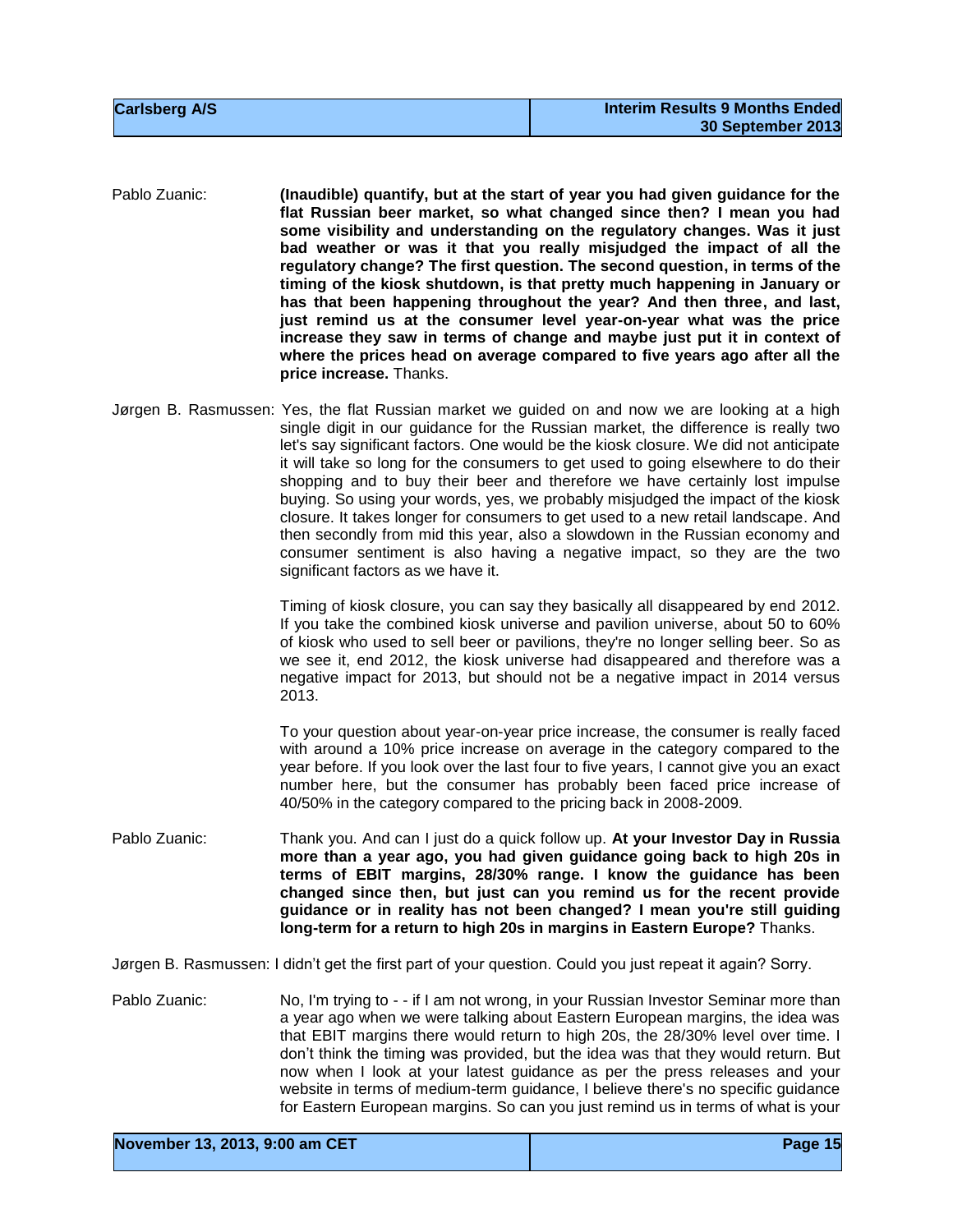Pablo Zuanic: **(Inaudible) quantify, but at the start of year you had given guidance for the flat Russian beer market, so what changed since then? I mean you had some visibility and understanding on the regulatory changes. Was it just bad weather or was it that you really misjudged the impact of all the regulatory change? The first question. The second question, in terms of the timing of the kiosk shutdown, is that pretty much happening in January or has that been happening throughout the year? And then three, and last, just remind us at the consumer level year-on-year what was the price increase they saw in terms of change and maybe just put it in context of where the prices head on average compared to five years ago after all the price increase.** Thanks.

Jørgen B. Rasmussen: Yes, the flat Russian market we guided on and now we are looking at a high single digit in our guidance for the Russian market, the difference is really two let's say significant factors. One would be the kiosk closure. We did not anticipate it will take so long for the consumers to get used to going elsewhere to do their shopping and to buy their beer and therefore we have certainly lost impulse buying. So using your words, yes, we probably misjudged the impact of the kiosk closure. It takes longer for consumers to get used to a new retail landscape. And then secondly from mid this year, also a slowdown in the Russian economy and consumer sentiment is also having a negative impact, so they are the two significant factors as we have it.

Timing of kiosk closure, you can say they basically all disappeared by end 2012. If you take the combined kiosk universe and pavilion universe, about 50 to 60% of kiosk who used to sell beer or pavilions, they're no longer selling beer. So as we see it, end 2012, the kiosk universe had disappeared and therefore was a negative impact for 2013, but should not be a negative impact in 2014 versus 2013.

To your question about year-on-year price increase, the consumer is really faced with around a 10% price increase on average in the category compared to the year before. If you look over the last four to five years, I cannot give you an exact number here, but the consumer has probably been faced price increase of 40/50% in the category compared to the pricing back in 2008-2009.

Pablo Zuanic: Thank you. And can I just do a quick follow up. **At your Investor Day in Russia more than a year ago, you had given guidance going back to high 20s in terms of EBIT margins, 28/30% range. I know the guidance has been changed since then, but just can you remind us for the recent provide guidance or in reality has not been changed? I mean you're still guiding long-term for a return to high 20s in margins in Eastern Europe?** Thanks.

Jørgen B. Rasmussen: I didn't get the first part of your question. Could you just repeat it again? Sorry.

Pablo Zuanic: No, I'm trying to - - if I am not wrong, in your Russian Investor Seminar more than a year ago when we were talking about Eastern European margins, the idea was that EBIT margins there would return to high 20s, the 28/30% level over time. I don't think the timing was provided, but the idea was that they would return. But now when I look at your latest guidance as per the press releases and your website in terms of medium-term guidance, I believe there's no specific guidance for Eastern European margins. So can you just remind us in terms of what is your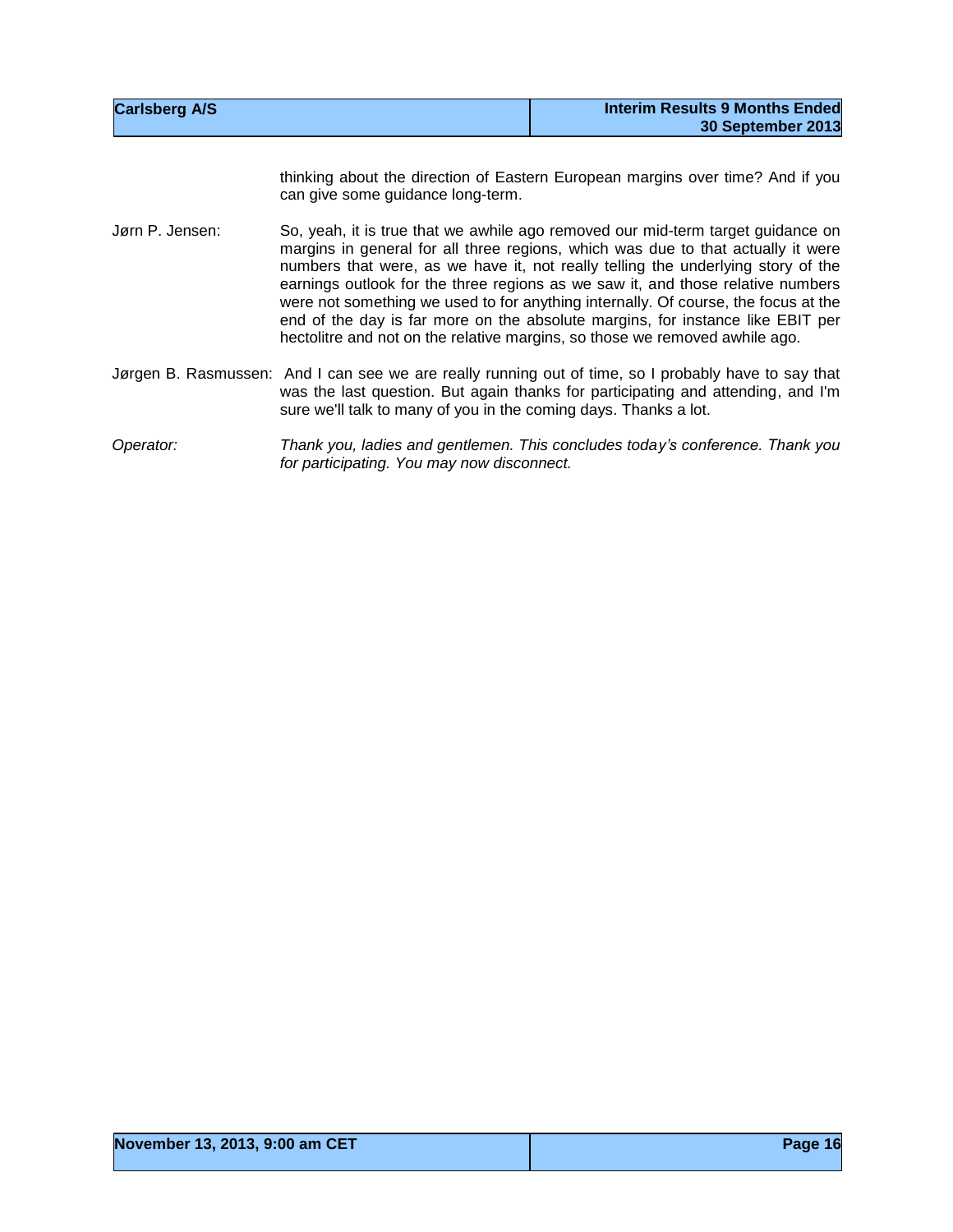thinking about the direction of Eastern European margins over time? And if you can give some guidance long-term.

Jørn P. Jensen: So, yeah, it is true that we awhile ago removed our mid-term target guidance on margins in general for all three regions, which was due to that actually it were numbers that were, as we have it, not really telling the underlying story of the earnings outlook for the three regions as we saw it, and those relative numbers were not something we used to for anything internally. Of course, the focus at the end of the day is far more on the absolute margins, for instance like EBIT per hectolitre and not on the relative margins, so those we removed awhile ago.

Jørgen B. Rasmussen: And I can see we are really running out of time, so I probably have to say that was the last question. But again thanks for participating and attending, and I'm sure we'll talk to many of you in the coming days. Thanks a lot.

*Operator: Thank you, ladies and gentlemen. This concludes today's conference. Thank you for participating. You may now disconnect.*